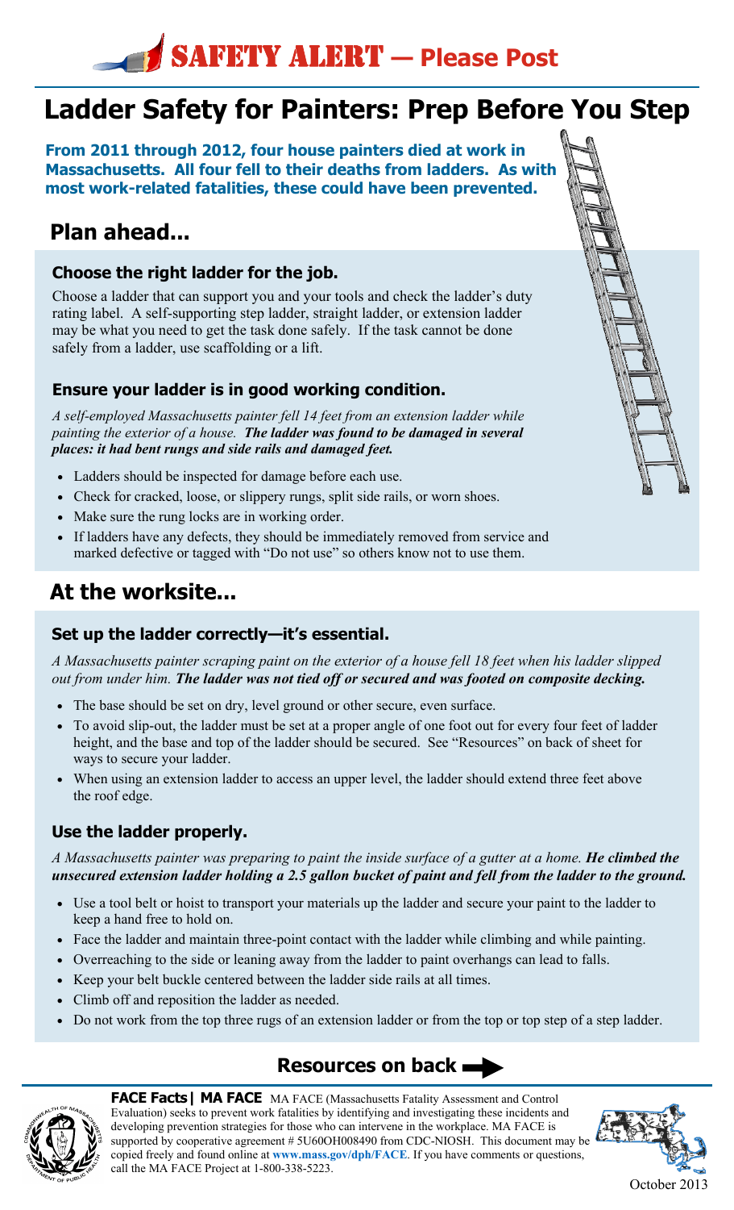**SAFETY ALERT — Please Post**

# Ladder Safety for Painters: Prep Before You Step

**From 2011 through 2012, four house painters died at work in Massachusetts. All four fell to their deaths from ladders. As with most work-related fatalities, these could have been prevented.**

## Plan ahead...

### Choose the right ladder for the job.

Choose a ladder that can support you and your tools and check the ladder's duty rating label. A self-supporting step ladder, straight ladder, or extension ladder may be what you need to get the task done safely. If the task cannot be done safely from a ladder, use scaffolding or a lift.

### Ensure your ladder is in good working condition.

*A self-employed Massachusetts painter fell 14 feet from an extension ladder while painting the exterior of a house.* ***The ladder was found to be damaged in several places: it had bent rungs and side rails and damaged feet.***

- Ladders should be inspected for damage before each use.
- Check for cracked, loose, or slippery rungs, split side rails, or worn shoes.
- Make sure the rung locks are in working order.
- If ladders have any defects, they should be immediately removed from service and marked defective or tagged with "Do not use" so others know not to use them.

## At the worksite...

### Set up the ladder correctly—it's essential.

*A Massachusetts painter scraping paint on the exterior of a house fell 18 feet when his ladder slipped out from under him.* ***The ladder was not tied off or secured and was footed on composite decking.***

- The base should be set on dry, level ground or other secure, even surface.
- To avoid slip-out, the ladder must be set at a proper angle of one foot out for every four feet of ladder height, and the base and top of the ladder should be secured. See "Resources" on back of sheet for ways to secure your ladder.
- When using an extension ladder to access an upper level, the ladder should extend three feet above the roof edge.

### Use the ladder properly.

*A Massachusetts painter was preparing to paint the inside surface of a gutter at a home.* ***He climbed the unsecured extension ladder holding a 2.5 gallon bucket of paint and fell from the ladder to the ground.***

- Use a tool belt or hoist to transport your materials up the ladder and secure your paint to the ladder to keep a hand free to hold on.
- Face the ladder and maintain three-point contact with the ladder while climbing and while painting.
- Overreaching to the side or leaning away from the ladder to paint overhangs can lead to falls.
- Keep your belt buckle centered between the ladder side rails at all times.
- Climb off and reposition the ladder as needed.
- Do not work from the top three rugs of an extension ladder or from the top or top step of a step ladder.

**Resources on back →**

**FACE Facts| MA FACE** MA FACE (Massachusetts Fatality Assessment and Control Evaluation) seeks to prevent work fatalities by identifying and investigating these incidents and developing prevention strategies for those who can intervene in the workplace. MA FACE is supported by cooperative agreement # 5U60OH008490 from CDC-NIOSH. This document may be copied freely and found online at **www.mass.gov/dph/FACE**. If you have comments or questions, call the MA FACE Project at 1-800-338-5223.

October 2013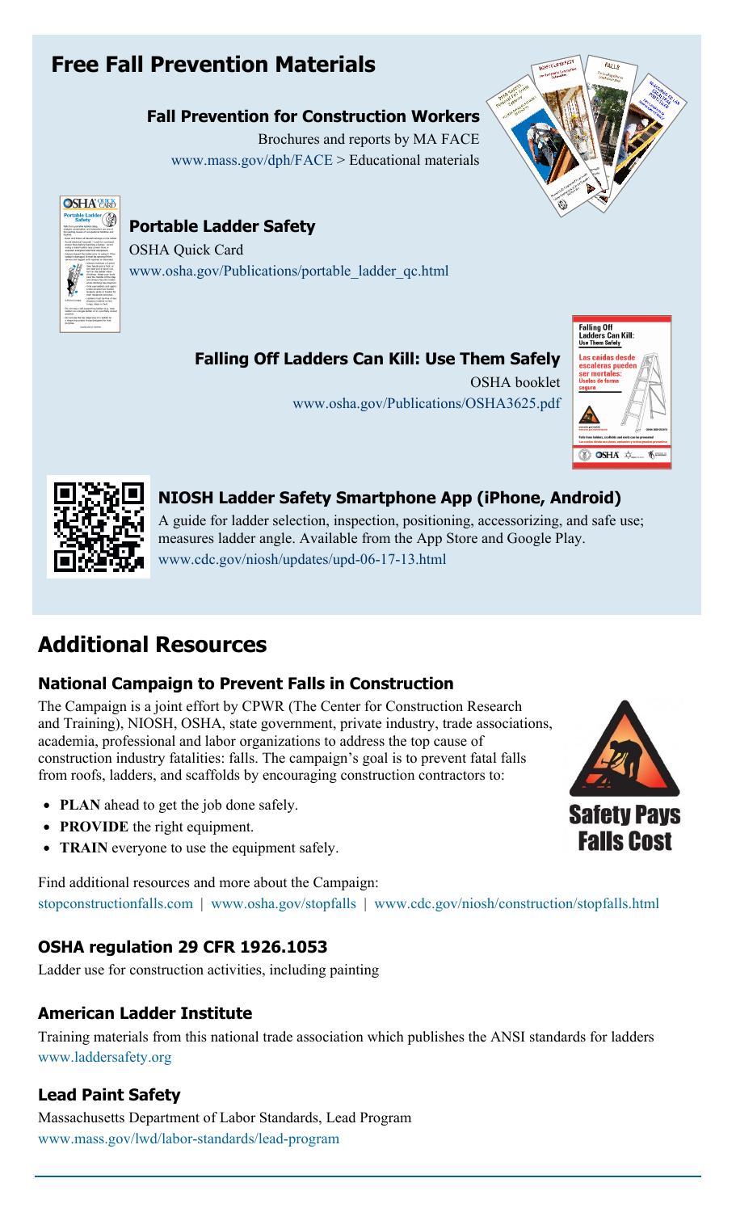# Free Fall Prevention Materials

### Fall Prevention for Construction Workers

Brochures and reports by MA FACE
www.mass.gov/dph/FACE > Educational materials

### Portable Ladder Safety

OSHA Quick Card
www.osha.gov/Publications/portable_ladder_qc.html

### Falling Off Ladders Can Kill: Use Them Safely

OSHA booklet
www.osha.gov/Publications/OSHA3625.pdf

### NIOSH Ladder Safety Smartphone App (iPhone, Android)

A guide for ladder selection, inspection, positioning, accessorizing, and safe use; measures ladder angle. Available from the App Store and Google Play.
www.cdc.gov/niosh/updates/upd-06-17-13.html

# Additional Resources

### National Campaign to Prevent Falls in Construction

The Campaign is a joint effort by CPWR (The Center for Construction Research and Training), NIOSH, OSHA, state government, private industry, trade associations, academia, professional and labor organizations to address the top cause of construction industry fatalities: falls. The campaign's goal is to prevent fatal falls from roofs, ladders, and scaffolds by encouraging construction contractors to:

- **PLAN** ahead to get the job done safely.
- **PROVIDE** the right equipment.
- **TRAIN** everyone to use the equipment safely.

Safety Pays Falls Cost

Find additional resources and more about the Campaign:
stopconstructionfalls.com | www.osha.gov/stopfalls | www.cdc.gov/niosh/construction/stopfalls.html

### OSHA regulation 29 CFR 1926.1053

Ladder use for construction activities, including painting

### American Ladder Institute

Training materials from this national trade association which publishes the ANSI standards for ladders
www.laddersafety.org

### Lead Paint Safety

Massachusetts Department of Labor Standards, Lead Program
www.mass.gov/lwd/labor-standards/lead-program